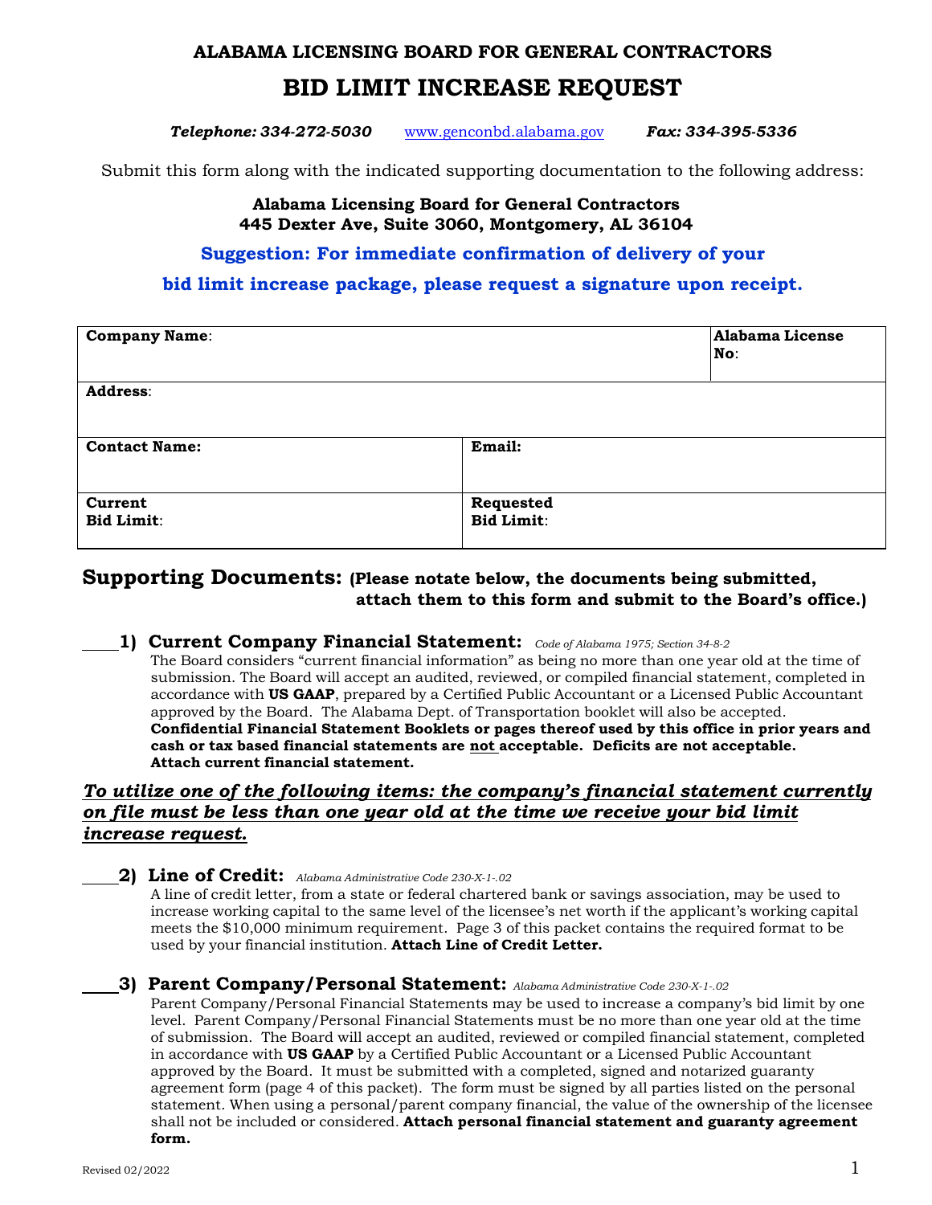# ALABAMA LICENSING BOARD FOR GENERAL CONTRACTORS

# BID LIMIT INCREASE REQUEST

***Telephone: 334-272-5030*** www.genconbd.alabama.gov ***Fax: 334-395-5336***

Submit this form along with the indicated supporting documentation to the following address:

**Alabama Licensing Board for General Contractors**
**445 Dexter Ave, Suite 3060, Montgomery, AL 36104**

**Suggestion: For immediate confirmation of delivery of your bid limit increase package, please request a signature upon receipt.**

| **Company Name**: | | **Alabama License No**: |
|---|---|---|
| **Address**: | | |
| **Contact Name:** | **Email:** | |
| **Current Bid Limit**: | **Requested Bid Limit**: | |

## Supporting Documents: (Please notate below, the documents being submitted, attach them to this form and submit to the Board's office.)

____ **1) Current Company Financial Statement:** *Code of Alabama 1975; Section 34-8-2*

The Board considers "current financial information" as being no more than one year old at the time of submission. The Board will accept an audited, reviewed, or compiled financial statement, completed in accordance with **US GAAP**, prepared by a Certified Public Accountant or a Licensed Public Accountant approved by the Board. The Alabama Dept. of Transportation booklet will also be accepted. **Confidential Financial Statement Booklets or pages thereof used by this office in prior years and cash or tax based financial statements are <u>not</u> acceptable. Deficits are not acceptable. Attach current financial statement.**

***<u>To utilize one of the following items: the company's financial statement currently on file must be less than one year old at the time we receive your bid limit increase request.</u>***

____ **2) Line of Credit:** *Alabama Administrative Code 230-X-1-.02*

A line of credit letter, from a state or federal chartered bank or savings association, may be used to increase working capital to the same level of the licensee's net worth if the applicant's working capital meets the $10,000 minimum requirement. Page 3 of this packet contains the required format to be used by your financial institution. **Attach Line of Credit Letter.**

____ **3) Parent Company/Personal Statement:** *Alabama Administrative Code 230-X-1-.02*

Parent Company/Personal Financial Statements may be used to increase a company's bid limit by one level. Parent Company/Personal Financial Statements must be no more than one year old at the time of submission. The Board will accept an audited, reviewed or compiled financial statement, completed in accordance with **US GAAP** by a Certified Public Accountant or a Licensed Public Accountant approved by the Board. It must be submitted with a completed, signed and notarized guaranty agreement form (page 4 of this packet). The form must be signed by all parties listed on the personal statement. When using a personal/parent company financial, the value of the ownership of the licensee shall not be included or considered. **Attach personal financial statement and guaranty agreement form.**

Revised 02/2022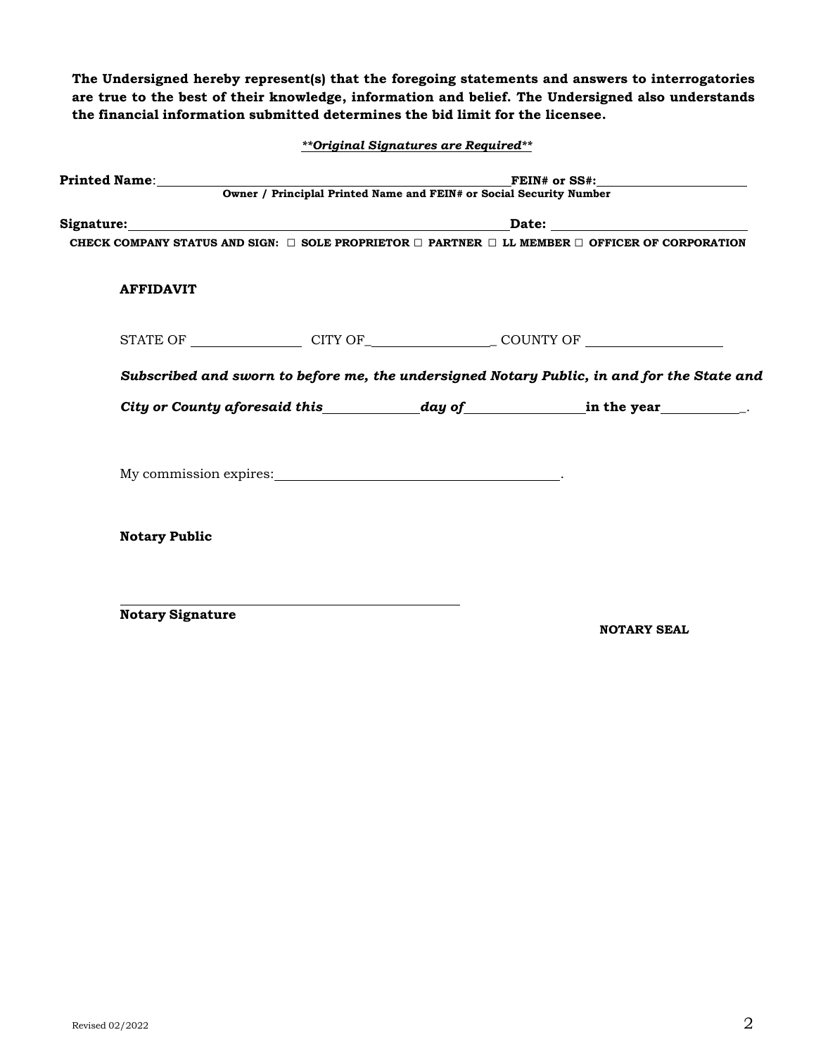**The Undersigned hereby represent(s) that the foregoing statements and answers to interrogatories are true to the best of their knowledge, information and belief. The Undersigned also understands the financial information submitted determines the bid limit for the licensee.**

***\*\*Original Signatures are Required\*\****

**Printed Name**: ______________________________________________ **FEIN# or SS#:** ____________________

**Owner / Principlal Printed Name and FEIN# or Social Security Number**

**Signature:** ______________________________________________ **Date:** ____________________

**CHECK COMPANY STATUS AND SIGN: ☐ SOLE PROPRIETOR ☐ PARTNER ☐ LL MEMBER ☐ OFFICER OF CORPORATION**

**AFFIDAVIT**

STATE OF ________________ CITY OF__________________ COUNTY OF ____________________

***Subscribed and sworn to before me, the undersigned Notary Public, in and for the State and City or County aforesaid this______________day of__________________in the year____________.***

My commission expires:__________________________________________.

**Notary Public**

______________________________________________

**Notary Signature**

**NOTARY SEAL**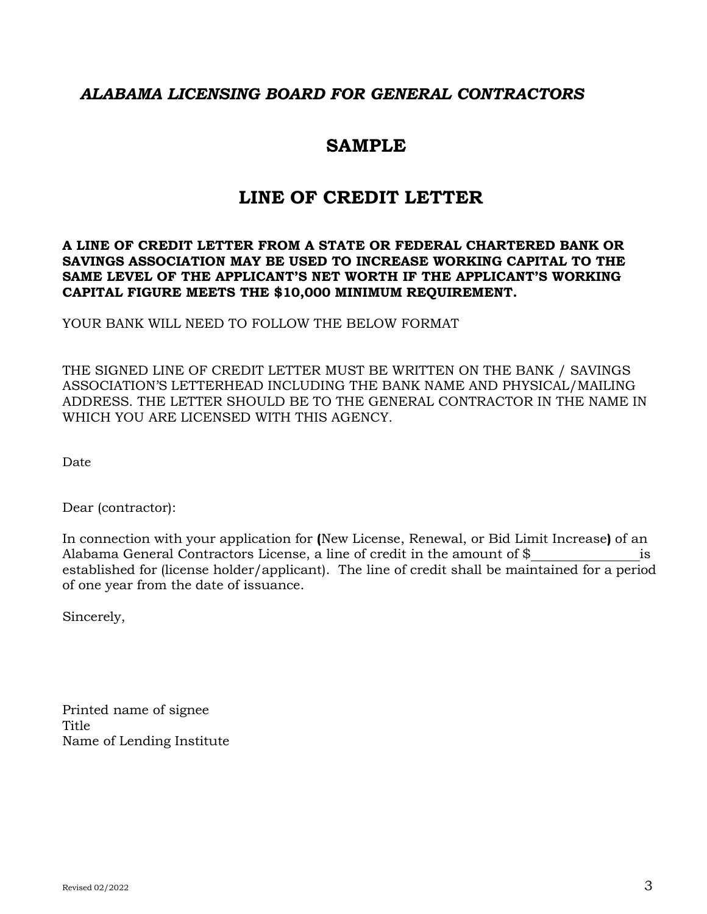*ALABAMA LICENSING BOARD FOR GENERAL CONTRACTORS*

# SAMPLE

# LINE OF CREDIT LETTER

**A LINE OF CREDIT LETTER FROM A STATE OR FEDERAL CHARTERED BANK OR SAVINGS ASSOCIATION MAY BE USED TO INCREASE WORKING CAPITAL TO THE SAME LEVEL OF THE APPLICANT'S NET WORTH IF THE APPLICANT'S WORKING CAPITAL FIGURE MEETS THE $10,000 MINIMUM REQUIREMENT.**

YOUR BANK WILL NEED TO FOLLOW THE BELOW FORMAT

THE SIGNED LINE OF CREDIT LETTER MUST BE WRITTEN ON THE BANK / SAVINGS ASSOCIATION'S LETTERHEAD INCLUDING THE BANK NAME AND PHYSICAL/MAILING ADDRESS. THE LETTER SHOULD BE TO THE GENERAL CONTRACTOR IN THE NAME IN WHICH YOU ARE LICENSED WITH THIS AGENCY.

Date

Dear (contractor):

In connection with your application for **(**New License, Renewal, or Bid Limit Increase**)** of an Alabama General Contractors License, a line of credit in the amount of $_______________ is established for (license holder/applicant). The line of credit shall be maintained for a period of one year from the date of issuance.

Sincerely,

Printed name of signee
Title
Name of Lending Institute

Revised 02/2022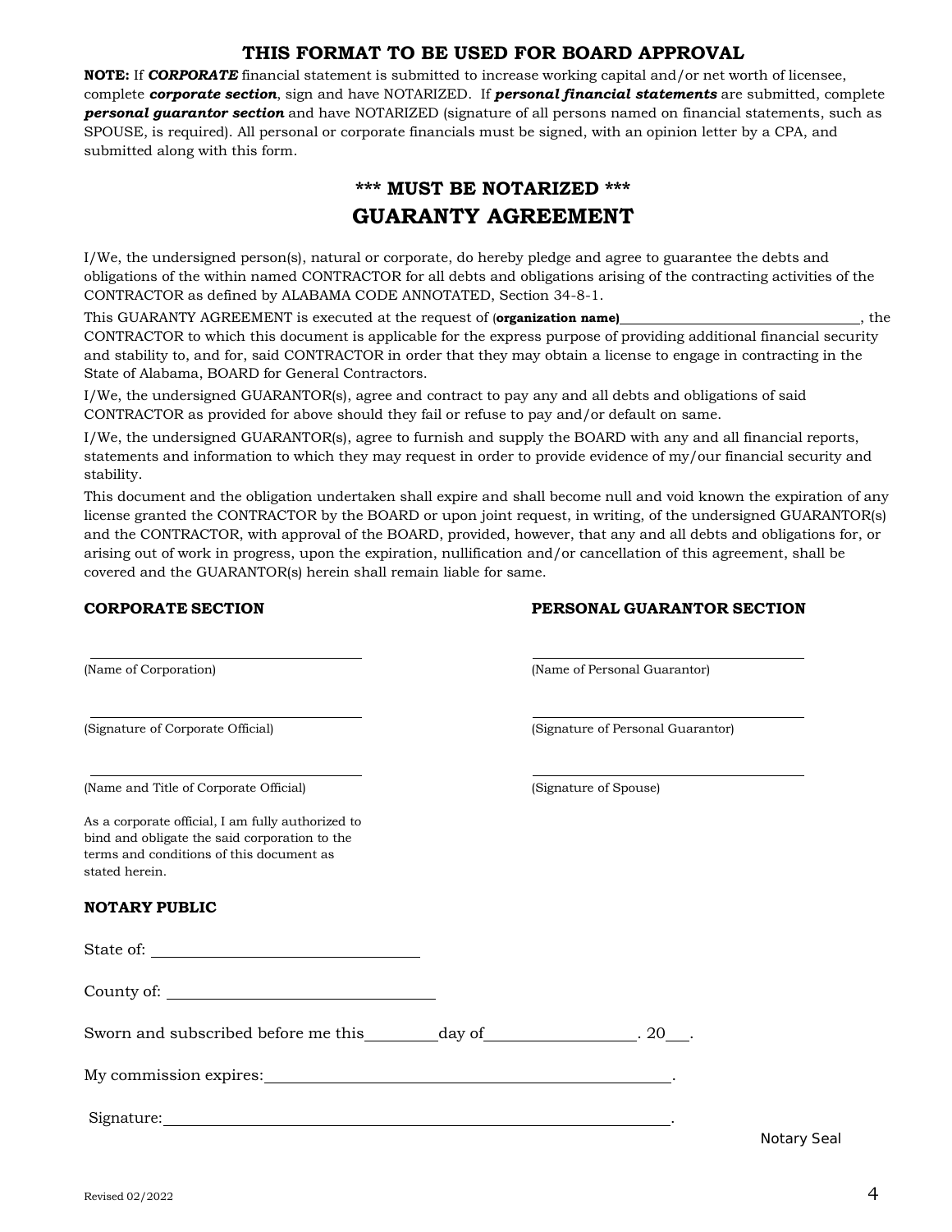## THIS FORMAT TO BE USED FOR BOARD APPROVAL

**NOTE:** If ***CORPORATE*** financial statement is submitted to increase working capital and/or net worth of licensee, complete ***corporate section***, sign and have NOTARIZED. If ***personal financial statements*** are submitted, complete ***personal guarantor section*** and have NOTARIZED (signature of all persons named on financial statements, such as SPOUSE, is required). All personal or corporate financials must be signed, with an opinion letter by a CPA, and submitted along with this form.

## \*\*\* MUST BE NOTARIZED \*\*\*

# GUARANTY AGREEMENT

I/We, the undersigned person(s), natural or corporate, do hereby pledge and agree to guarantee the debts and obligations of the within named CONTRACTOR for all debts and obligations arising of the contracting activities of the CONTRACTOR as defined by ALABAMA CODE ANNOTATED, Section 34-8-1.

This GUARANTY AGREEMENT is executed at the request of (**organization name)**\_\_\_\_\_\_\_\_\_\_\_\_\_\_\_\_\_\_\_\_\_\_\_\_\_\_\_\_\_\_, the CONTRACTOR to which this document is applicable for the express purpose of providing additional financial security and stability to, and for, said CONTRACTOR in order that they may obtain a license to engage in contracting in the State of Alabama, BOARD for General Contractors.

I/We, the undersigned GUARANTOR(s), agree and contract to pay any and all debts and obligations of said CONTRACTOR as provided for above should they fail or refuse to pay and/or default on same.

I/We, the undersigned GUARANTOR(s), agree to furnish and supply the BOARD with any and all financial reports, statements and information to which they may request in order to provide evidence of my/our financial security and stability.

This document and the obligation undertaken shall expire and shall become null and void known the expiration of any license granted the CONTRACTOR by the BOARD or upon joint request, in writing, of the undersigned GUARANTOR(s) and the CONTRACTOR, with approval of the BOARD, provided, however, that any and all debts and obligations for, or arising out of work in progress, upon the expiration, nullification and/or cancellation of this agreement, shall be covered and the GUARANTOR(s) herein shall remain liable for same.

**CORPORATE SECTION**

\_\_\_\_\_\_\_\_\_\_\_\_\_\_\_\_\_\_\_\_\_\_\_\_\_\_\_\_\_\_
(Name of Corporation)

\_\_\_\_\_\_\_\_\_\_\_\_\_\_\_\_\_\_\_\_\_\_\_\_\_\_\_\_\_\_
(Signature of Corporate Official)

\_\_\_\_\_\_\_\_\_\_\_\_\_\_\_\_\_\_\_\_\_\_\_\_\_\_\_\_\_\_
(Name and Title of Corporate Official)

As a corporate official, I am fully authorized to bind and obligate the said corporation to the terms and conditions of this document as stated herein.

**PERSONAL GUARANTOR SECTION**

\_\_\_\_\_\_\_\_\_\_\_\_\_\_\_\_\_\_\_\_\_\_\_\_\_\_\_\_\_\_
(Name of Personal Guarantor)

\_\_\_\_\_\_\_\_\_\_\_\_\_\_\_\_\_\_\_\_\_\_\_\_\_\_\_\_\_\_
(Signature of Personal Guarantor)

\_\_\_\_\_\_\_\_\_\_\_\_\_\_\_\_\_\_\_\_\_\_\_\_\_\_\_\_\_\_
(Signature of Spouse)

**NOTARY PUBLIC**

State of: \_\_\_\_\_\_\_\_\_\_\_\_\_\_\_\_\_\_\_\_\_\_\_\_\_\_\_\_\_\_

County of: \_\_\_\_\_\_\_\_\_\_\_\_\_\_\_\_\_\_\_\_\_\_\_\_\_\_\_\_\_\_

Sworn and subscribed before me this\_\_\_\_\_\_\_\_day of\_\_\_\_\_\_\_\_\_\_\_\_\_\_\_\_\_. 20\_\_\_.

My commission expires:\_\_\_\_\_\_\_\_\_\_\_\_\_\_\_\_\_\_\_\_\_\_\_\_\_\_\_\_\_\_\_\_\_\_\_\_\_\_\_\_\_\_\_\_.

Signature:\_\_\_\_\_\_\_\_\_\_\_\_\_\_\_\_\_\_\_\_\_\_\_\_\_\_\_\_\_\_\_\_\_\_\_\_\_\_\_\_\_\_\_\_\_\_\_\_\_\_\_\_.

Notary Seal

Revised 02/2022